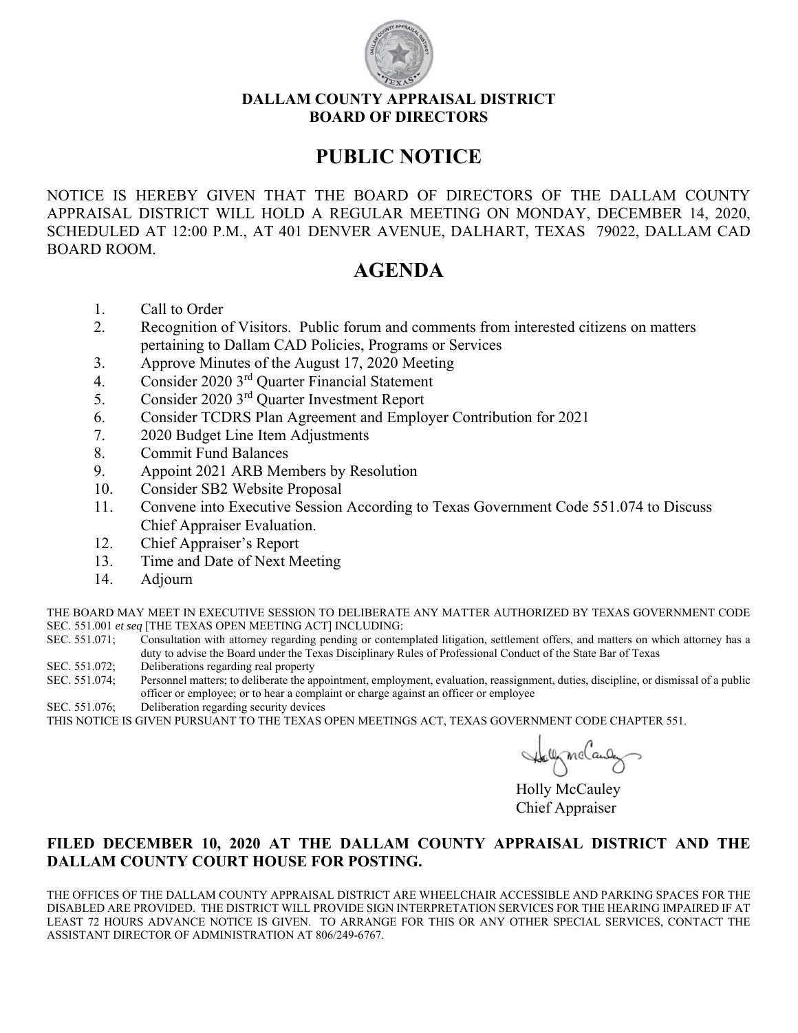**DALLAM COUNTY APPRAISAL DISTRICT**
**BOARD OF DIRECTORS**

# PUBLIC NOTICE

NOTICE IS HEREBY GIVEN THAT THE BOARD OF DIRECTORS OF THE DALLAM COUNTY APPRAISAL DISTRICT WILL HOLD A REGULAR MEETING ON MONDAY, DECEMBER 14, 2020, SCHEDULED AT 12:00 P.M., AT 401 DENVER AVENUE, DALHART, TEXAS 79022, DALLAM CAD BOARD ROOM.

# AGENDA

1. Call to Order
2. Recognition of Visitors. Public forum and comments from interested citizens on matters pertaining to Dallam CAD Policies, Programs or Services
3. Approve Minutes of the August 17, 2020 Meeting
4. Consider 2020 3rd Quarter Financial Statement
5. Consider 2020 3rd Quarter Investment Report
6. Consider TCDRS Plan Agreement and Employer Contribution for 2021
7. 2020 Budget Line Item Adjustments
8. Commit Fund Balances
9. Appoint 2021 ARB Members by Resolution
10. Consider SB2 Website Proposal
11. Convene into Executive Session According to Texas Government Code 551.074 to Discuss Chief Appraiser Evaluation.
12. Chief Appraiser's Report
13. Time and Date of Next Meeting
14. Adjourn

THE BOARD MAY MEET IN EXECUTIVE SESSION TO DELIBERATE ANY MATTER AUTHORIZED BY TEXAS GOVERNMENT CODE SEC. 551.001 *et seq* [THE TEXAS OPEN MEETING ACT] INCLUDING:

SEC. 551.071; Consultation with attorney regarding pending or contemplated litigation, settlement offers, and matters on which attorney has a duty to advise the Board under the Texas Disciplinary Rules of Professional Conduct of the State Bar of Texas

SEC. 551.072; Deliberations regarding real property

SEC. 551.074; Personnel matters; to deliberate the appointment, employment, evaluation, reassignment, duties, discipline, or dismissal of a public officer or employee; or to hear a complaint or charge against an officer or employee

SEC. 551.076; Deliberation regarding security devices

THIS NOTICE IS GIVEN PURSUANT TO THE TEXAS OPEN MEETINGS ACT, TEXAS GOVERNMENT CODE CHAPTER 551.

Holly McCauley
Chief Appraiser

**FILED DECEMBER 10, 2020 AT THE DALLAM COUNTY APPRAISAL DISTRICT AND THE DALLAM COUNTY COURT HOUSE FOR POSTING.**

THE OFFICES OF THE DALLAM COUNTY APPRAISAL DISTRICT ARE WHEELCHAIR ACCESSIBLE AND PARKING SPACES FOR THE DISABLED ARE PROVIDED. THE DISTRICT WILL PROVIDE SIGN INTERPRETATION SERVICES FOR THE HEARING IMPAIRED IF AT LEAST 72 HOURS ADVANCE NOTICE IS GIVEN. TO ARRANGE FOR THIS OR ANY OTHER SPECIAL SERVICES, CONTACT THE ASSISTANT DIRECTOR OF ADMINISTRATION AT 806/249-6767.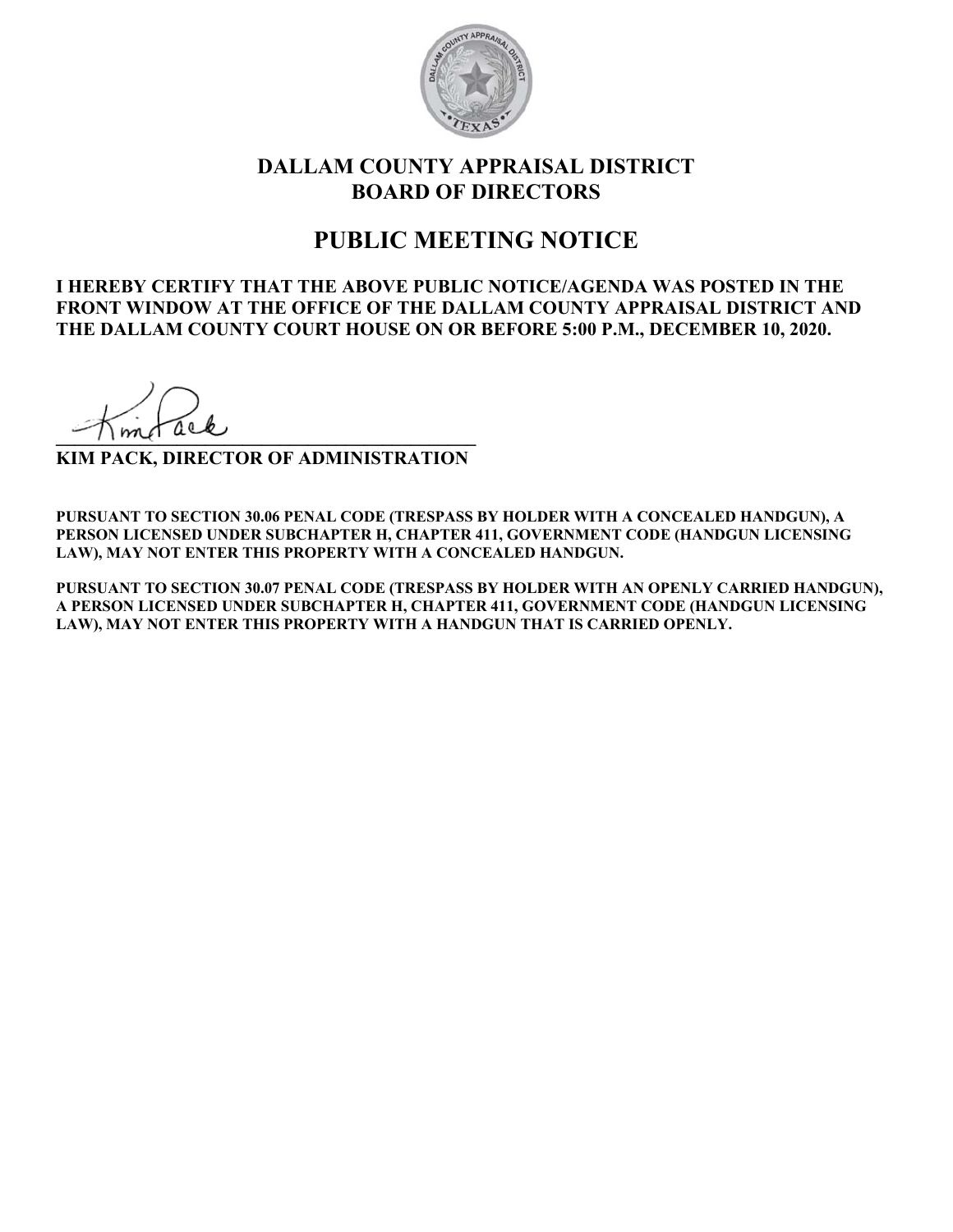# DALLAM COUNTY APPRAISAL DISTRICT
# BOARD OF DIRECTORS

## PUBLIC MEETING NOTICE

**I HEREBY CERTIFY THAT THE ABOVE PUBLIC NOTICE/AGENDA WAS POSTED IN THE FRONT WINDOW AT THE OFFICE OF THE DALLAM COUNTY APPRAISAL DISTRICT AND THE DALLAM COUNTY COURT HOUSE ON OR BEFORE 5:00 P.M., DECEMBER 10, 2020.**

**KIM PACK, DIRECTOR OF ADMINISTRATION**

**PURSUANT TO SECTION 30.06 PENAL CODE (TRESPASS BY HOLDER WITH A CONCEALED HANDGUN), A PERSON LICENSED UNDER SUBCHAPTER H, CHAPTER 411, GOVERNMENT CODE (HANDGUN LICENSING LAW), MAY NOT ENTER THIS PROPERTY WITH A CONCEALED HANDGUN.**

**PURSUANT TO SECTION 30.07 PENAL CODE (TRESPASS BY HOLDER WITH AN OPENLY CARRIED HANDGUN), A PERSON LICENSED UNDER SUBCHAPTER H, CHAPTER 411, GOVERNMENT CODE (HANDGUN LICENSING LAW), MAY NOT ENTER THIS PROPERTY WITH A HANDGUN THAT IS CARRIED OPENLY.**